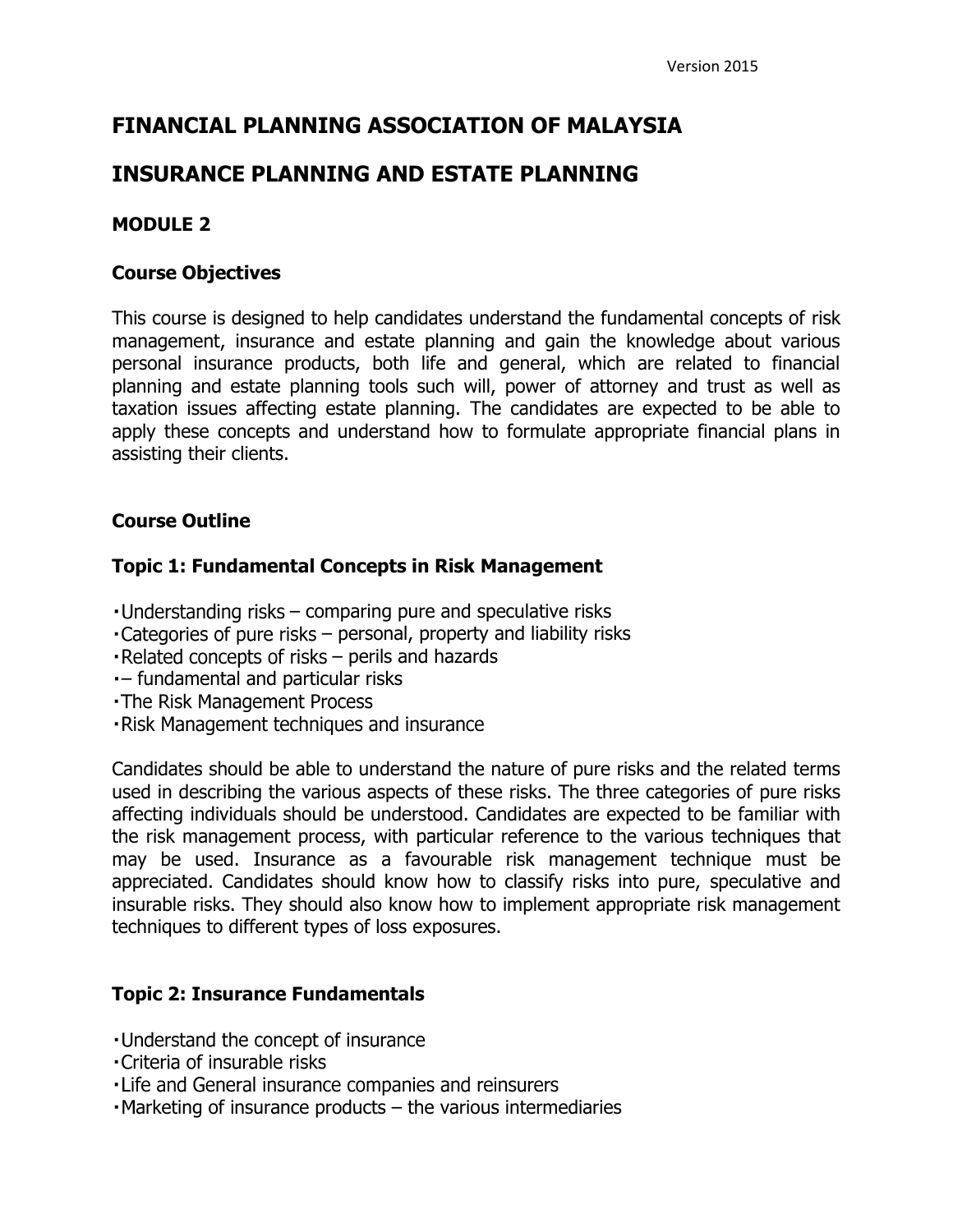Version 2015

# FINANCIAL PLANNING ASSOCIATION OF MALAYSIA

# INSURANCE PLANNING AND ESTATE PLANNING

## MODULE 2

### Course Objectives

This course is designed to help candidates understand the fundamental concepts of risk management, insurance and estate planning and gain the knowledge about various personal insurance products, both life and general, which are related to financial planning and estate planning tools such will, power of attorney and trust as well as taxation issues affecting estate planning. The candidates are expected to be able to apply these concepts and understand how to formulate appropriate financial plans in assisting their clients.

### Course Outline

### Topic 1: Fundamental Concepts in Risk Management

- Understanding risks – comparing pure and speculative risks
- Categories of pure risks – personal, property and liability risks
- Related concepts of risks – perils and hazards
- – fundamental and particular risks
- The Risk Management Process
- Risk Management techniques and insurance

Candidates should be able to understand the nature of pure risks and the related terms used in describing the various aspects of these risks. The three categories of pure risks affecting individuals should be understood. Candidates are expected to be familiar with the risk management process, with particular reference to the various techniques that may be used. Insurance as a favourable risk management technique must be appreciated. Candidates should know how to classify risks into pure, speculative and insurable risks. They should also know how to implement appropriate risk management techniques to different types of loss exposures.

### Topic 2: Insurance Fundamentals

- Understand the concept of insurance
- Criteria of insurable risks
- Life and General insurance companies and reinsurers
- Marketing of insurance products – the various intermediaries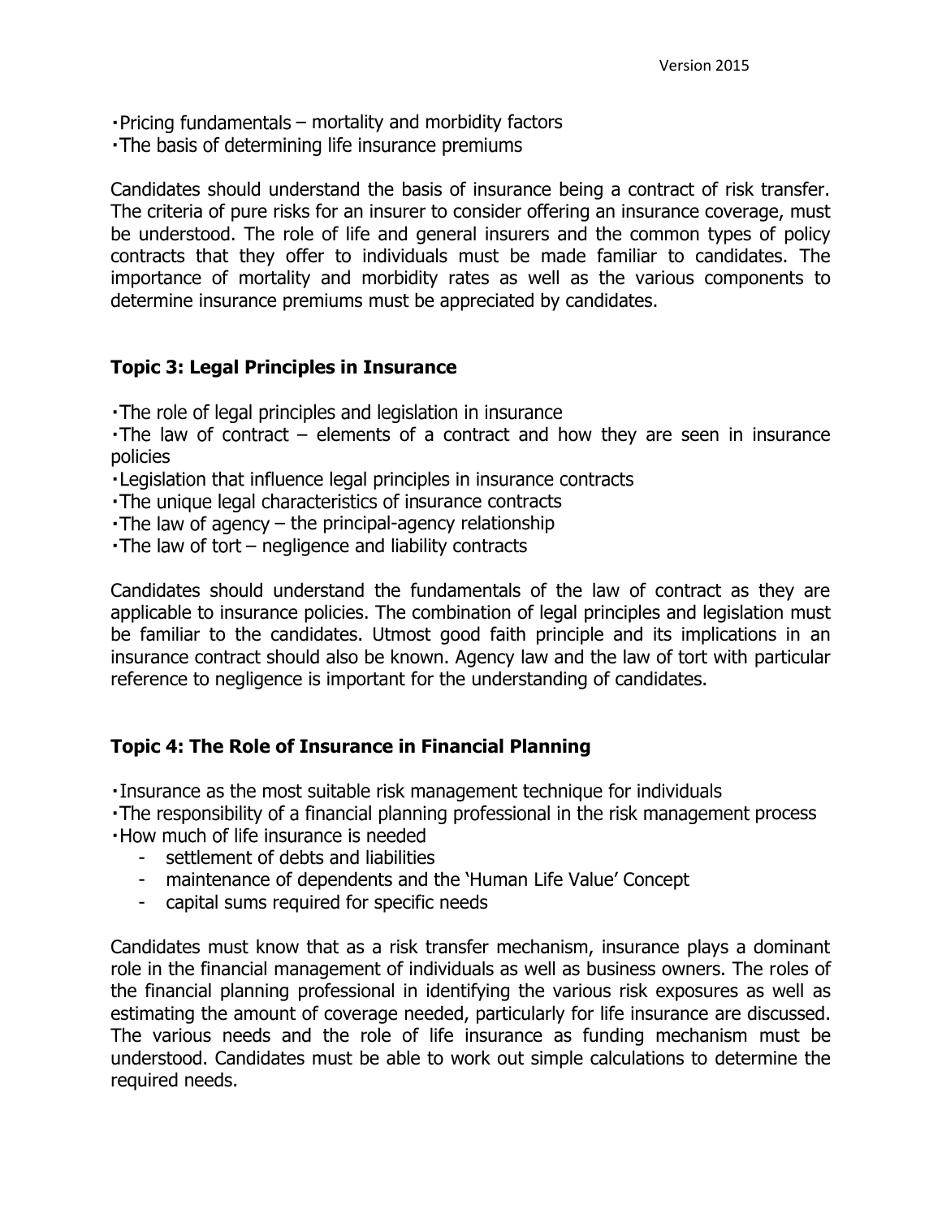- Pricing fundamentals – mortality and morbidity factors
- The basis of determining life insurance premiums

Candidates should understand the basis of insurance being a contract of risk transfer. The criteria of pure risks for an insurer to consider offering an insurance coverage, must be understood. The role of life and general insurers and the common types of policy contracts that they offer to individuals must be made familiar to candidates. The importance of mortality and morbidity rates as well as the various components to determine insurance premiums must be appreciated by candidates.

## Topic 3: Legal Principles in Insurance

- The role of legal principles and legislation in insurance
- The law of contract – elements of a contract and how they are seen in insurance policies
- Legislation that influence legal principles in insurance contracts
- The unique legal characteristics of insurance contracts
- The law of agency – the principal-agency relationship
- The law of tort – negligence and liability contracts

Candidates should understand the fundamentals of the law of contract as they are applicable to insurance policies. The combination of legal principles and legislation must be familiar to the candidates. Utmost good faith principle and its implications in an insurance contract should also be known. Agency law and the law of tort with particular reference to negligence is important for the understanding of candidates.

## Topic 4: The Role of Insurance in Financial Planning

- Insurance as the most suitable risk management technique for individuals
- The responsibility of a financial planning professional in the risk management process
- How much of life insurance is needed
    - settlement of debts and liabilities
    - maintenance of dependents and the 'Human Life Value' Concept
    - capital sums required for specific needs

Candidates must know that as a risk transfer mechanism, insurance plays a dominant role in the financial management of individuals as well as business owners. The roles of the financial planning professional in identifying the various risk exposures as well as estimating the amount of coverage needed, particularly for life insurance are discussed. The various needs and the role of life insurance as funding mechanism must be understood. Candidates must be able to work out simple calculations to determine the required needs.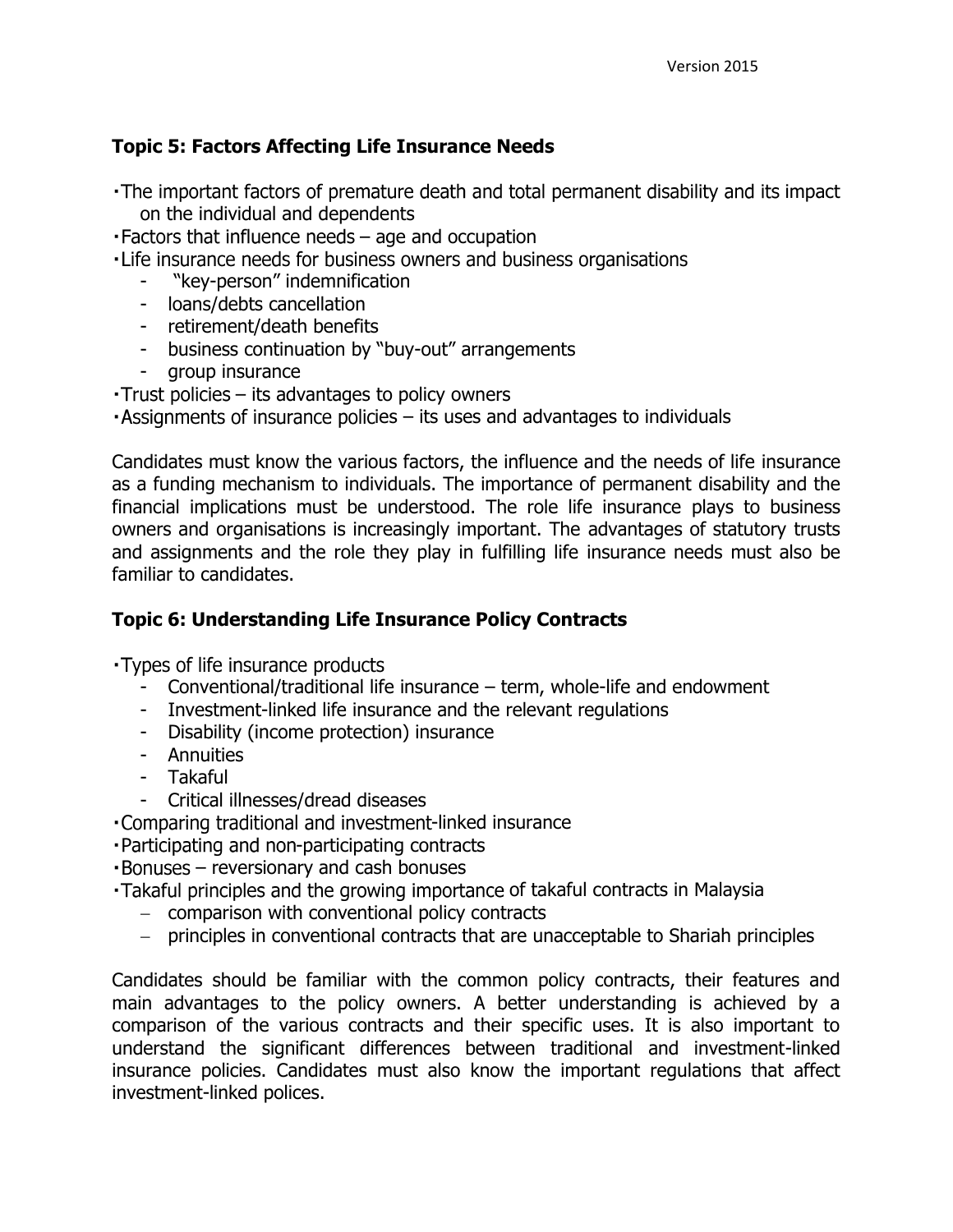### Topic 5: Factors Affecting Life Insurance Needs

- The important factors of premature death and total permanent disability and its impact on the individual and dependents
- Factors that influence needs – age and occupation
- Life insurance needs for business owners and business organisations
  - "key-person" indemnification
  - loans/debts cancellation
  - retirement/death benefits
  - business continuation by "buy-out" arrangements
  - group insurance
- Trust policies – its advantages to policy owners
- Assignments of insurance policies – its uses and advantages to individuals

Candidates must know the various factors, the influence and the needs of life insurance as a funding mechanism to individuals. The importance of permanent disability and the financial implications must be understood. The role life insurance plays to business owners and organisations is increasingly important. The advantages of statutory trusts and assignments and the role they play in fulfilling life insurance needs must also be familiar to candidates.

### Topic 6: Understanding Life Insurance Policy Contracts

- Types of life insurance products
  - Conventional/traditional life insurance – term, whole-life and endowment
  - Investment-linked life insurance and the relevant regulations
  - Disability (income protection) insurance
  - Annuities
  - Takaful
  - Critical illnesses/dread diseases
- Comparing traditional and investment-linked insurance
- Participating and non-participating contracts
- Bonuses – reversionary and cash bonuses
- Takaful principles and the growing importance of takaful contracts in Malaysia
  - comparison with conventional policy contracts
  - principles in conventional contracts that are unacceptable to Shariah principles

Candidates should be familiar with the common policy contracts, their features and main advantages to the policy owners. A better understanding is achieved by a comparison of the various contracts and their specific uses. It is also important to understand the significant differences between traditional and investment-linked insurance policies. Candidates must also know the important regulations that affect investment-linked polices.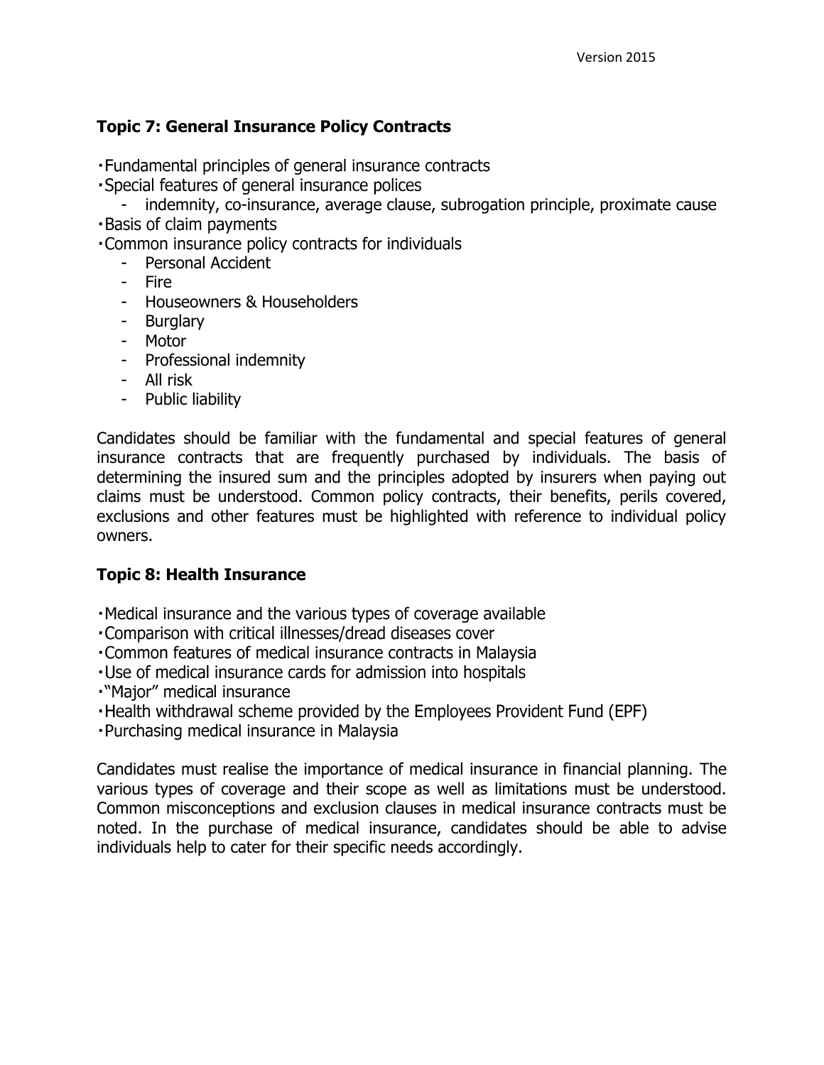## Topic 7: General Insurance Policy Contracts

- Fundamental principles of general insurance contracts
- Special features of general insurance polices
  - indemnity, co-insurance, average clause, subrogation principle, proximate cause
- Basis of claim payments
- Common insurance policy contracts for individuals
  - Personal Accident
  - Fire
  - Houseowners & Householders
  - Burglary
  - Motor
  - Professional indemnity
  - All risk
  - Public liability

Candidates should be familiar with the fundamental and special features of general insurance contracts that are frequently purchased by individuals. The basis of determining the insured sum and the principles adopted by insurers when paying out claims must be understood. Common policy contracts, their benefits, perils covered, exclusions and other features must be highlighted with reference to individual policy owners.

## Topic 8: Health Insurance

- Medical insurance and the various types of coverage available
- Comparison with critical illnesses/dread diseases cover
- Common features of medical insurance contracts in Malaysia
- Use of medical insurance cards for admission into hospitals
- "Major" medical insurance
- Health withdrawal scheme provided by the Employees Provident Fund (EPF)
- Purchasing medical insurance in Malaysia

Candidates must realise the importance of medical insurance in financial planning. The various types of coverage and their scope as well as limitations must be understood. Common misconceptions and exclusion clauses in medical insurance contracts must be noted. In the purchase of medical insurance, candidates should be able to advise individuals help to cater for their specific needs accordingly.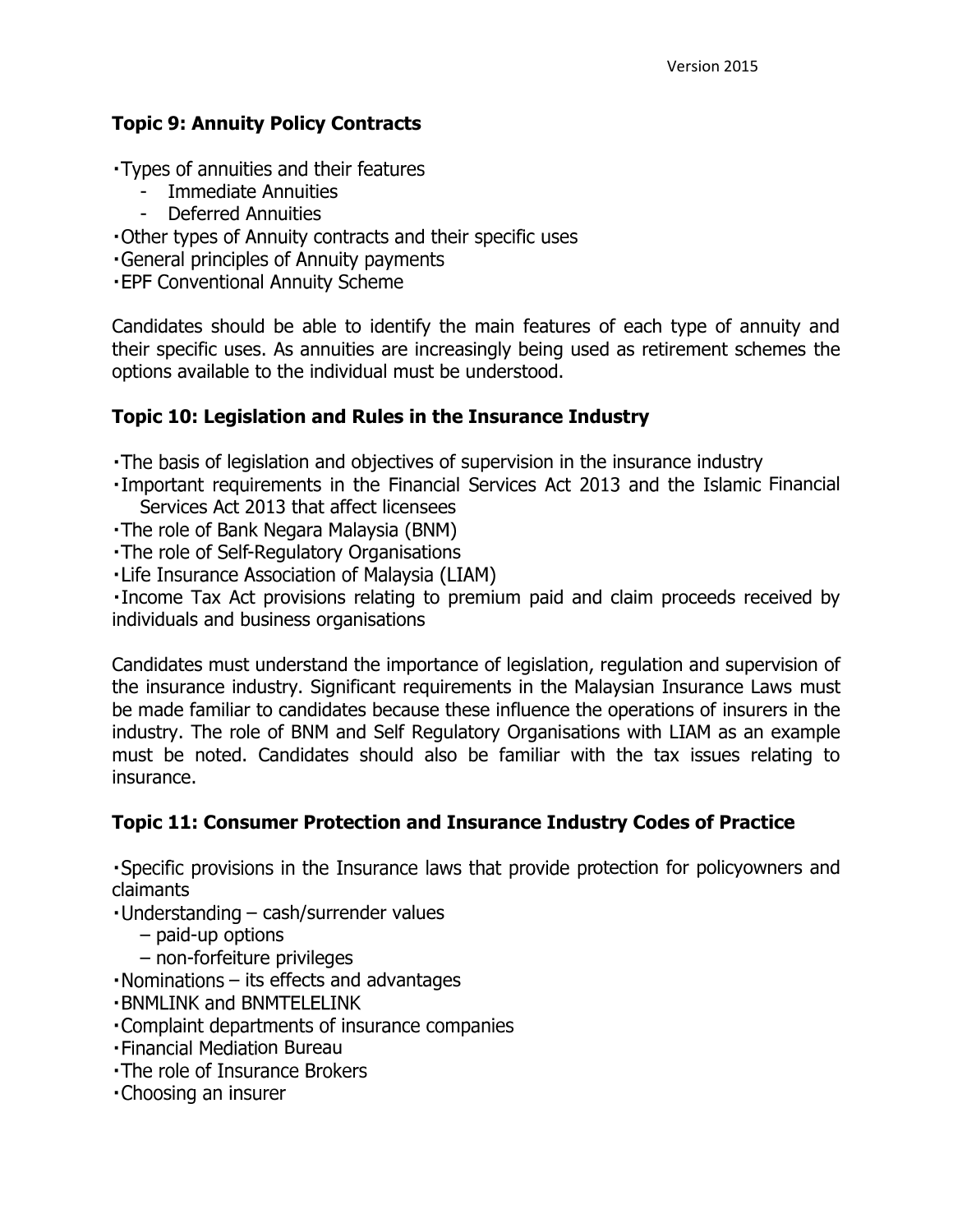### Topic 9: Annuity Policy Contracts

- Types of annuities and their features
  - Immediate Annuities
  - Deferred Annuities
- Other types of Annuity contracts and their specific uses
- General principles of Annuity payments
- EPF Conventional Annuity Scheme

Candidates should be able to identify the main features of each type of annuity and their specific uses. As annuities are increasingly being used as retirement schemes the options available to the individual must be understood.

### Topic 10: Legislation and Rules in the Insurance Industry

- The basis of legislation and objectives of supervision in the insurance industry
- Important requirements in the Financial Services Act 2013 and the Islamic Financial Services Act 2013 that affect licensees
- The role of Bank Negara Malaysia (BNM)
- The role of Self-Regulatory Organisations
- Life Insurance Association of Malaysia (LIAM)
- Income Tax Act provisions relating to premium paid and claim proceeds received by individuals and business organisations

Candidates must understand the importance of legislation, regulation and supervision of the insurance industry. Significant requirements in the Malaysian Insurance Laws must be made familiar to candidates because these influence the operations of insurers in the industry. The role of BNM and Self Regulatory Organisations with LIAM as an example must be noted. Candidates should also be familiar with the tax issues relating to insurance.

### Topic 11: Consumer Protection and Insurance Industry Codes of Practice

- Specific provisions in the Insurance laws that provide protection for policyowners and claimants
- Understanding – cash/surrender values
  – paid-up options
  – non-forfeiture privileges
- Nominations – its effects and advantages
- BNMLINK and BNMTELELINK
- Complaint departments of insurance companies
- Financial Mediation Bureau
- The role of Insurance Brokers
- Choosing an insurer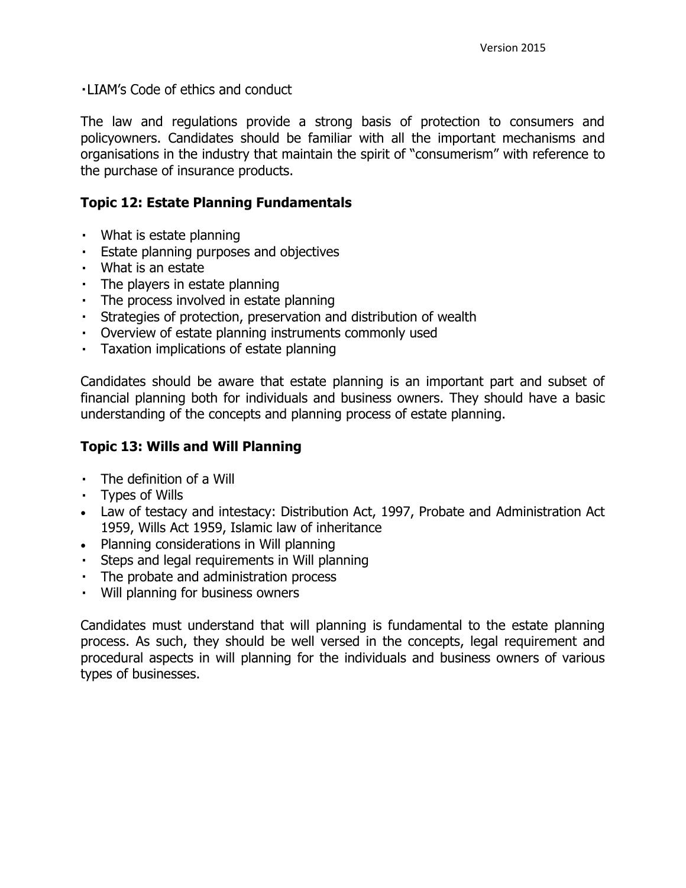- LIAM's Code of ethics and conduct

The law and regulations provide a strong basis of protection to consumers and policyowners. Candidates should be familiar with all the important mechanisms and organisations in the industry that maintain the spirit of "consumerism" with reference to the purchase of insurance products.

**Topic 12: Estate Planning Fundamentals**

- What is estate planning
- Estate planning purposes and objectives
- What is an estate
- The players in estate planning
- The process involved in estate planning
- Strategies of protection, preservation and distribution of wealth
- Overview of estate planning instruments commonly used
- Taxation implications of estate planning

Candidates should be aware that estate planning is an important part and subset of financial planning both for individuals and business owners. They should have a basic understanding of the concepts and planning process of estate planning.

**Topic 13: Wills and Will Planning**

- The definition of a Will
- Types of Wills
- Law of testacy and intestacy: Distribution Act, 1997, Probate and Administration Act 1959, Wills Act 1959, Islamic law of inheritance
- Planning considerations in Will planning
- Steps and legal requirements in Will planning
- The probate and administration process
- Will planning for business owners

Candidates must understand that will planning is fundamental to the estate planning process. As such, they should be well versed in the concepts, legal requirement and procedural aspects in will planning for the individuals and business owners of various types of businesses.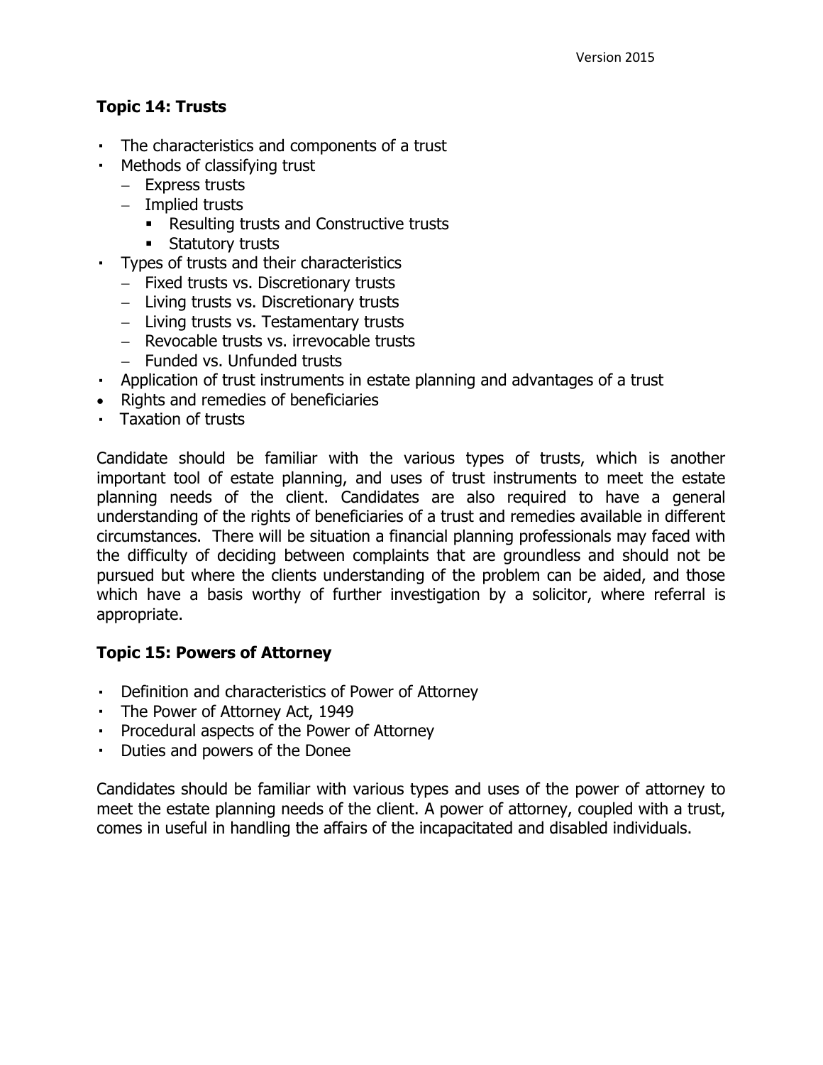## Topic 14: Trusts

- The characteristics and components of a trust
- Methods of classifying trust
  - Express trusts
  - Implied trusts
    - Resulting trusts and Constructive trusts
    - Statutory trusts
- Types of trusts and their characteristics
  - Fixed trusts vs. Discretionary trusts
  - Living trusts vs. Discretionary trusts
  - Living trusts vs. Testamentary trusts
  - Revocable trusts vs. irrevocable trusts
  - Funded vs. Unfunded trusts
- Application of trust instruments in estate planning and advantages of a trust
- Rights and remedies of beneficiaries
- Taxation of trusts

Candidate should be familiar with the various types of trusts, which is another important tool of estate planning, and uses of trust instruments to meet the estate planning needs of the client. Candidates are also required to have a general understanding of the rights of beneficiaries of a trust and remedies available in different circumstances. There will be situation a financial planning professionals may faced with the difficulty of deciding between complaints that are groundless and should not be pursued but where the clients understanding of the problem can be aided, and those which have a basis worthy of further investigation by a solicitor, where referral is appropriate.

## Topic 15: Powers of Attorney

- Definition and characteristics of Power of Attorney
- The Power of Attorney Act, 1949
- Procedural aspects of the Power of Attorney
- Duties and powers of the Donee

Candidates should be familiar with various types and uses of the power of attorney to meet the estate planning needs of the client. A power of attorney, coupled with a trust, comes in useful in handling the affairs of the incapacitated and disabled individuals.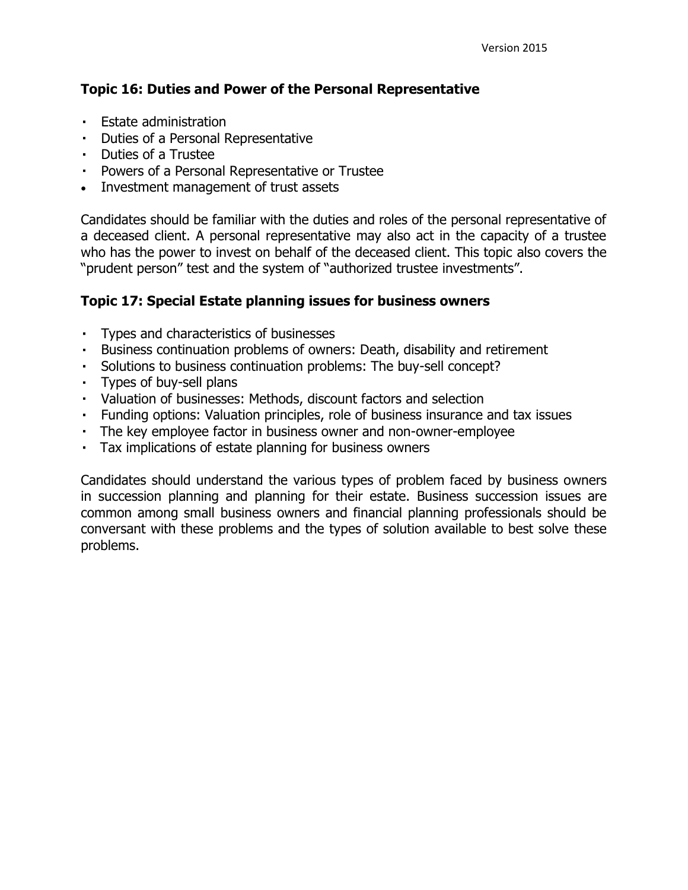### Topic 16: Duties and Power of the Personal Representative

- Estate administration
- Duties of a Personal Representative
- Duties of a Trustee
- Powers of a Personal Representative or Trustee
- Investment management of trust assets

Candidates should be familiar with the duties and roles of the personal representative of a deceased client. A personal representative may also act in the capacity of a trustee who has the power to invest on behalf of the deceased client. This topic also covers the "prudent person" test and the system of "authorized trustee investments".

### Topic 17: Special Estate planning issues for business owners

- Types and characteristics of businesses
- Business continuation problems of owners: Death, disability and retirement
- Solutions to business continuation problems: The buy-sell concept?
- Types of buy-sell plans
- Valuation of businesses: Methods, discount factors and selection
- Funding options: Valuation principles, role of business insurance and tax issues
- The key employee factor in business owner and non-owner-employee
- Tax implications of estate planning for business owners

Candidates should understand the various types of problem faced by business owners in succession planning and planning for their estate. Business succession issues are common among small business owners and financial planning professionals should be conversant with these problems and the types of solution available to best solve these problems.